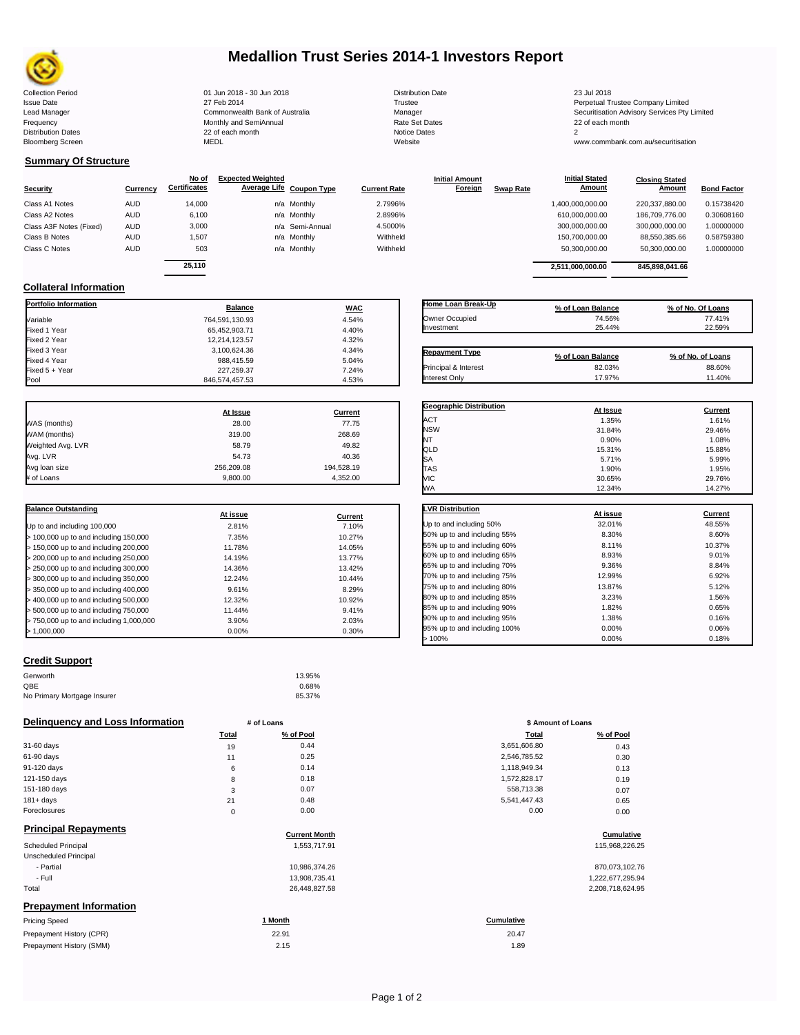# Medallion Trust Series 2014-1 Investors Report

| | | | |
|---|---|---|---|
| Collection Period | 01 Jun 2018 - 30 Jun 2018 | Distribution Date | 23 Jul 2018 |
| Issue Date | 27 Feb 2014 | Trustee | Perpetual Trustee Company Limited |
| Lead Manager | Commonwealth Bank of Australia | Manager | Securitisation Advisory Services Pty Limited |
| Frequency | Monthly and SemiAnnual | Rate Set Dates | 22 of each month |
| Distribution Dates | 22 of each month | Notice Dates | 2 |
| Bloomberg Screen | MEDL | Website | www.commbank.com.au/securitisation |

## Summary Of Structure

| Security | Currency | No of Certificates | Expected Weighted Average Life | Coupon Type | Current Rate | Initial Amount Foreign | Swap Rate | Initial Stated Amount | Closing Stated Amount | Bond Factor |
|---|---|---|---|---|---|---|---|---|---|---|
| Class A1 Notes | AUD | 14,000 | n/a | Monthly | 2.7996% | | | 1,400,000,000.00 | 220,337,880.00 | 0.15738420 |
| Class A2 Notes | AUD | 6,100 | n/a | Monthly | 2.8996% | | | 610,000,000.00 | 186,709,776.00 | 0.30608160 |
| Class A3F Notes (Fixed) | AUD | 3,000 | n/a | Semi-Annual | 4.5000% | | | 300,000,000.00 | 300,000,000.00 | 1.00000000 |
| Class B Notes | AUD | 1,507 | n/a | Monthly | Withheld | | | 150,700,000.00 | 88,550,385.66 | 0.58759380 |
| Class C Notes | AUD | 503 | n/a | Monthly | Withheld | | | 50,300,000.00 | 50,300,000.00 | 1.00000000 |
| | | 25,110 | | | | | | 2,511,000,000.00 | 845,898,041.66 | |

## Collateral Information

| Portfolio Information | Balance | WAC |
|---|---|---|
| Variable | 764,591,130.93 | 4.54% |
| Fixed 1 Year | 65,452,903.71 | 4.40% |
| Fixed 2 Year | 12,214,123.57 | 4.32% |
| Fixed 3 Year | 3,100,624.36 | 4.34% |
| Fixed 4 Year | 988,415.59 | 5.04% |
| Fixed 5 + Year | 227,259.37 | 7.24% |
| Pool | 846,574,457.53 | 4.53% |

| Home Loan Break-Up | % of Loan Balance | % of No. Of Loans |
|---|---|---|
| Owner Occupied | 74.56% | 77.41% |
| Investment | 25.44% | 22.59% |

| Repayment Type | % of Loan Balance | % of No. of Loans |
|---|---|---|
| Principal & Interest | 82.03% | 88.60% |
| Interest Only | 17.97% | 11.40% |

| | At Issue | Current |
|---|---|---|
| WAS (months) | 28.00 | 77.75 |
| WAM (months) | 319.00 | 268.69 |
| Weighted Avg. LVR | 58.79 | 49.82 |
| Avg. LVR | 54.73 | 40.36 |
| Avg loan size | 256,209.08 | 194,528.19 |
| # of Loans | 9,800.00 | 4,352.00 |

| Geographic Distribution | At Issue | Current |
|---|---|---|
| ACT | 1.35% | 1.61% |
| NSW | 31.84% | 29.46% |
| NT | 0.90% | 1.08% |
| QLD | 15.31% | 15.88% |
| SA | 5.71% | 5.99% |
| TAS | 1.90% | 1.95% |
| VIC | 30.65% | 29.76% |
| WA | 12.34% | 14.27% |

| Balance Outstanding | At issue | Current |
|---|---|---|
| Up to and including 100,000 | 2.81% | 7.10% |
| > 100,000 up to and including 150,000 | 7.35% | 10.27% |
| > 150,000 up to and including 200,000 | 11.78% | 14.05% |
| > 200,000 up to and including 250,000 | 14.19% | 13.77% |
| > 250,000 up to and including 300,000 | 14.36% | 13.42% |
| > 300,000 up to and including 350,000 | 12.24% | 10.44% |
| > 350,000 up to and including 400,000 | 9.61% | 8.29% |
| > 400,000 up to and including 500,000 | 12.32% | 10.92% |
| > 500,000 up to and including 750,000 | 11.44% | 9.41% |
| > 750,000 up to and including 1,000,000 | 3.90% | 2.03% |
| > 1,000,000 | 0.00% | 0.30% |

| LVR Distribution | At issue | Current |
|---|---|---|
| Up to and including 50% | 32.01% | 48.55% |
| 50% up to and including 55% | 8.30% | 8.60% |
| 55% up to and including 60% | 8.11% | 10.37% |
| 60% up to and including 65% | 8.93% | 9.01% |
| 65% up to and including 70% | 9.36% | 8.84% |
| 70% up to and including 75% | 12.99% | 6.92% |
| 75% up to and including 80% | 13.87% | 5.12% |
| 80% up to and including 85% | 3.23% | 1.56% |
| 85% up to and including 90% | 1.82% | 0.65% |
| 90% up to and including 95% | 1.38% | 0.16% |
| 95% up to and including 100% | 0.00% | 0.06% |
| > 100% | 0.00% | 0.18% |

## Credit Support

| | |
|---|---|
| Genworth | 13.95% |
| QBE | 0.68% |
| No Primary Mortgage Insurer | 85.37% |

## Delinquency and Loss Information

| | # of Loans Total | # of Loans % of Pool | $ Amount of Loans Total | $ Amount of Loans % of Pool |
|---|---|---|---|---|
| 31-60 days | 19 | 0.44 | 3,651,606.80 | 0.43 |
| 61-90 days | 11 | 0.25 | 2,546,785.52 | 0.30 |
| 91-120 days | 6 | 0.14 | 1,118,949.34 | 0.13 |
| 121-150 days | 8 | 0.18 | 1,572,828.17 | 0.19 |
| 151-180 days | 3 | 0.07 | 558,713.38 | 0.07 |
| 181+ days | 21 | 0.48 | 5,541,447.43 | 0.65 |
| Foreclosures | 0 | 0.00 | 0.00 | 0.00 |

## Principal Repayments

| | Current Month | Cumulative |
|---|---|---|
| Scheduled Principal | 1,553,717.91 | 115,968,226.25 |
| Unscheduled Principal | | |
| - Partial | 10,986,374.26 | 870,073,102.76 |
| - Full | 13,908,735.41 | 1,222,677,295.94 |
| Total | 26,448,827.58 | 2,208,718,624.95 |

## Prepayment Information

| Pricing Speed | 1 Month | Cumulative |
|---|---|---|
| Prepayment History (CPR) | 22.91 | 20.47 |
| Prepayment History (SMM) | 2.15 | 1.89 |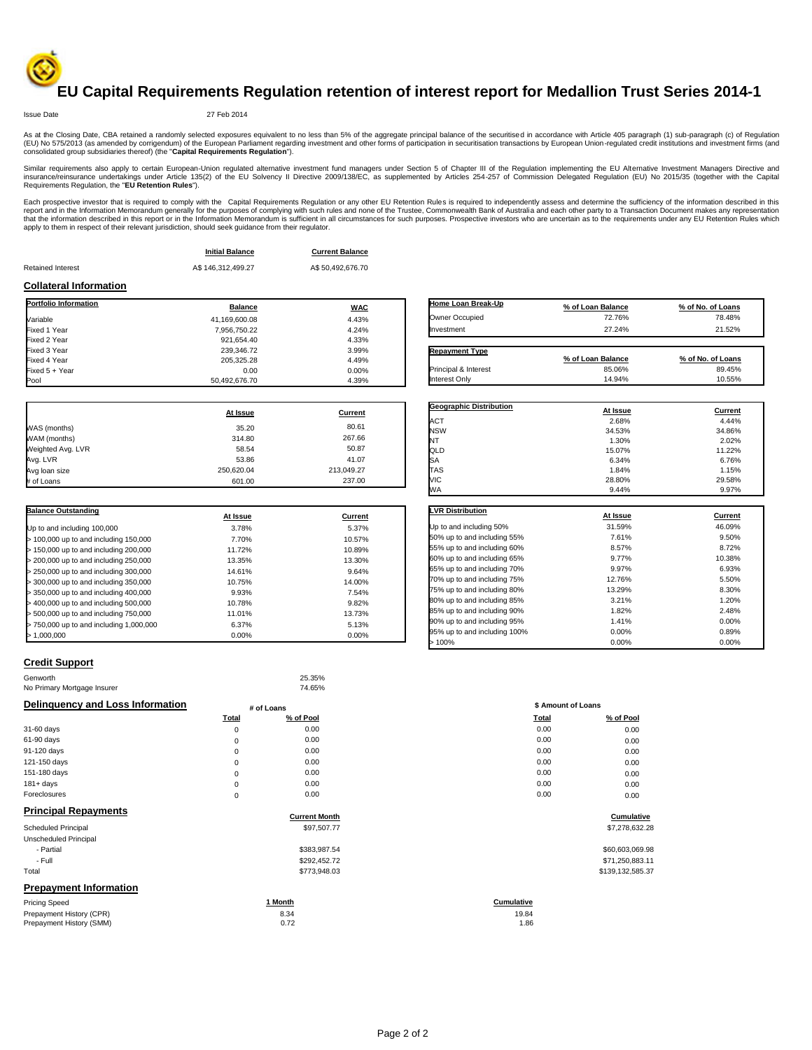# EU Capital Requirements Regulation retention of interest report for Medallion Trust Series 2014-1

Issue Date 27 Feb 2014

As at the Closing Date, CBA retained a randomly selected exposures equivalent to no less than 5% of the aggregate principal balance of the securitised in accordance with Article 405 paragraph (1) sub-paragraph (c) of Regulation (EU) No 575/2013 (as amended by corrigendum) of the European Parliament regarding investment and other forms of participation in securitisation transactions by European Union-regulated credit institutions and investment firms (and consolidated group subsidiaries thereof) (the "**Capital Requirements Regulation**").

Similar requirements also apply to certain European-Union regulated alternative investment fund managers under Section 5 of Chapter III of the Regulation implementing the EU Alternative Investment Managers Directive and insurance/reinsurance undertakings under Article 135(2) of the EU Solvency II Directive 2009/138/EC, as supplemented by Articles 254-257 of Commission Delegated Regulation (EU) No 2015/35 (together with the Capital Requirements Regulation, the "**EU Retention Rules**").

Each prospective investor that is required to comply with the Capital Requirements Regulation or any other EU Retention Rules is required to independently assess and determine the sufficiency of the information described in this report and in the Information Memorandum generally for the purposes of complying with such rules and none of the Trustee, Commonwealth Bank of Australia and each other party to a Transaction Document makes any representation that the information described in this report or in the Information Memorandum is sufficient in all circumstances for such purposes. Prospective investors who are uncertain as to the requirements under any EU Retention Rules which apply to them in respect of their relevant jurisdiction, should seek guidance from their regulator.

| | Initial Balance | Current Balance |
|---|---|---|
| Retained Interest | A$ 146,312,499.27 | A$ 50,492,676.70 |

## Collateral Information

| Portfolio Information | Balance | WAC |
|---|---|---|
| Variable | 41,169,600.08 | 4.43% |
| Fixed 1 Year | 7,956,750.22 | 4.24% |
| Fixed 2 Year | 921,654.40 | 4.33% |
| Fixed 3 Year | 239,346.72 | 3.99% |
| Fixed 4 Year | 205,325.28 | 4.49% |
| Fixed 5 + Year | 0.00 | 0.00% |
| Pool | 50,492,676.70 | 4.39% |

| Home Loan Break-Up | % of Loan Balance | % of No. of Loans |
|---|---|---|
| Owner Occupied | 72.76% | 78.48% |
| Investment | 27.24% | 21.52% |

| Repayment Type | % of Loan Balance | % of No. of Loans |
|---|---|---|
| Principal & Interest | 85.06% | 89.45% |
| Interest Only | 14.94% | 10.55% |

| | At Issue | Current |
|---|---|---|
| WAS (months) | 35.20 | 80.61 |
| WAM (months) | 314.80 | 267.66 |
| Weighted Avg. LVR | 58.54 | 50.87 |
| Avg. LVR | 53.86 | 41.07 |
| Avg loan size | 250,620.04 | 213,049.27 |
| # of Loans | 601.00 | 237.00 |

| Geographic Distribution | At Issue | Current |
|---|---|---|
| ACT | 2.68% | 4.44% |
| NSW | 34.53% | 34.86% |
| NT | 1.30% | 2.02% |
| QLD | 15.07% | 11.22% |
| SA | 6.34% | 6.76% |
| TAS | 1.84% | 1.15% |
| VIC | 28.80% | 29.58% |
| WA | 9.44% | 9.97% |

| Balance Outstanding | At Issue | Current |
|---|---|---|
| Up to and including 100,000 | 3.78% | 5.37% |
| > 100,000 up to and including 150,000 | 7.70% | 10.57% |
| > 150,000 up to and including 200,000 | 11.72% | 10.89% |
| > 200,000 up to and including 250,000 | 13.35% | 13.30% |
| > 250,000 up to and including 300,000 | 14.61% | 9.64% |
| > 300,000 up to and including 350,000 | 10.75% | 14.00% |
| > 350,000 up to and including 400,000 | 9.93% | 7.54% |
| > 400,000 up to and including 500,000 | 10.78% | 9.82% |
| > 500,000 up to and including 750,000 | 11.01% | 13.73% |
| > 750,000 up to and including 1,000,000 | 6.37% | 5.13% |
| > 1,000,000 | 0.00% | 0.00% |

| LVR Distribution | At Issue | Current |
|---|---|---|
| Up to and including 50% | 31.59% | 46.09% |
| 50% up to and including 55% | 7.61% | 9.50% |
| 55% up to and including 60% | 8.57% | 8.72% |
| 60% up to and including 65% | 9.77% | 10.38% |
| 65% up to and including 70% | 9.97% | 6.93% |
| 70% up to and including 75% | 12.76% | 5.50% |
| 75% up to and including 80% | 13.29% | 8.30% |
| 80% up to and including 85% | 3.21% | 1.20% |
| 85% up to and including 90% | 1.82% | 2.48% |
| 90% up to and including 95% | 1.41% | 0.00% |
| 95% up to and including 100% | 0.00% | 0.89% |
| > 100% | 0.00% | 0.00% |

## Credit Support

| | |
|---|---|
| Genworth | 25.35% |
| No Primary Mortgage Insurer | 74.65% |

## Delinquency and Loss Information

| | # of Loans | | $ Amount of Loans | |
|---|---|---|---|---|
| | Total | % of Pool | Total | % of Pool |
| 31-60 days | 0 | 0.00 | 0.00 | 0.00 |
| 61-90 days | 0 | 0.00 | 0.00 | 0.00 |
| 91-120 days | 0 | 0.00 | 0.00 | 0.00 |
| 121-150 days | 0 | 0.00 | 0.00 | 0.00 |
| 151-180 days | 0 | 0.00 | 0.00 | 0.00 |
| 181+ days | 0 | 0.00 | 0.00 | 0.00 |
| Foreclosures | 0 | 0.00 | 0.00 | 0.00 |

## Principal Repayments

| | Current Month | Cumulative |
|---|---|---|
| Scheduled Principal | $97,507.77 | $7,278,632.28 |
| Unscheduled Principal | | |
| - Partial | $383,987.54 | $60,603,069.98 |
| - Full | $292,452.72 | $71,250,883.11 |
| Total | $773,948.03 | $139,132,585.37 |

## Prepayment Information

| Pricing Speed | 1 Month | Cumulative |
|---|---|---|
| Prepayment History (CPR) | 8.34 | 19.84 |
| Prepayment History (SMM) | 0.72 | 1.86 |